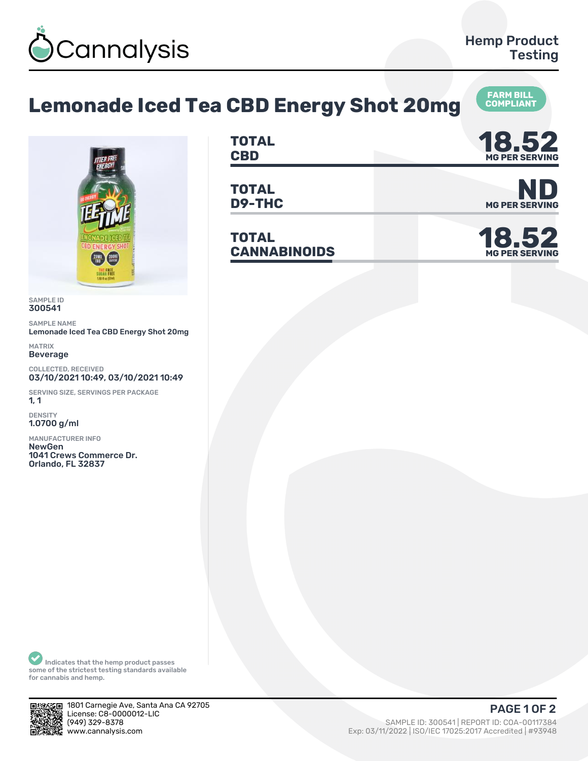Cannalysis

Hemp Product Testing

# Lemonade Iced Tea CBD Energy Shot 20mg

FARM BILL COMPLIANT

| | |
|---|---|
| **TOTAL CBD** | **18.52** MG PER SERVING |
| **TOTAL D9-THC** | **ND** MG PER SERVING |
| **TOTAL CANNABINOIDS** | **18.52** MG PER SERVING |

SAMPLE ID
300541

SAMPLE NAME
Lemonade Iced Tea CBD Energy Shot 20mg

MATRIX
Beverage

COLLECTED, RECEIVED
03/10/2021 10:49, 03/10/2021 10:49

SERVING SIZE, SERVINGS PER PACKAGE
1, 1

DENSITY
1.0700 g/ml

MANUFACTURER INFO
NewGen
1041 Crews Commerce Dr.
Orlando, FL 32837

Indicates that the hemp product passes some of the strictest testing standards available for cannabis and hemp.

1801 Carnegie Ave, Santa Ana CA 92705
License: C8-0000012-LIC
(949) 329-8378
www.cannalysis.com

SAMPLE ID: 300541 | REPORT ID: COA-00117384
Exp: 03/11/2022 | ISO/IEC 17025:2017 Accredited | #93948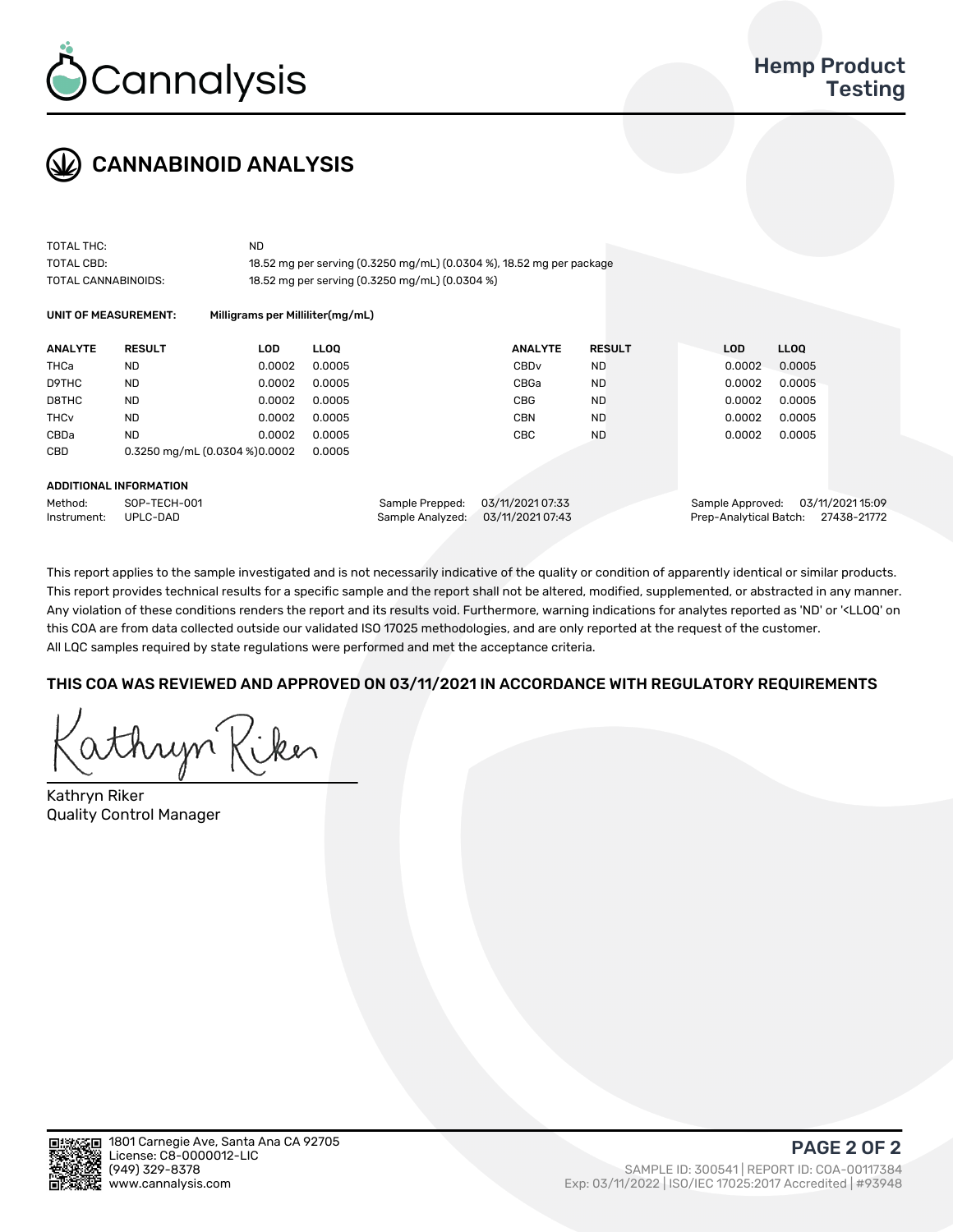# Cannalysis

## Hemp Product Testing

## CANNABINOID ANALYSIS

| | |
|---|---|
| TOTAL THC: | ND |
| TOTAL CBD: | 18.52 mg per serving (0.3250 mg/mL) (0.0304 %), 18.52 mg per package |
| TOTAL CANNABINOIDS: | 18.52 mg per serving (0.3250 mg/mL) (0.0304 %) |

**UNIT OF MEASUREMENT:** Milligrams per Milliliter(mg/mL)

| ANALYTE | RESULT | LOD | LLOQ | ANALYTE | RESULT | LOD | LLOQ |
|---|---|---|---|---|---|---|---|
| THCa | ND | 0.0002 | 0.0005 | CBDv | ND | 0.0002 | 0.0005 |
| D9THC | ND | 0.0002 | 0.0005 | CBGa | ND | 0.0002 | 0.0005 |
| D8THC | ND | 0.0002 | 0.0005 | CBG | ND | 0.0002 | 0.0005 |
| THCv | ND | 0.0002 | 0.0005 | CBN | ND | 0.0002 | 0.0005 |
| CBDa | ND | 0.0002 | 0.0005 | CBC | ND | 0.0002 | 0.0005 |
| CBD | 0.3250 mg/mL (0.0304 %) | 0.0002 | 0.0005 | | | | |

**ADDITIONAL INFORMATION**

| | | | | | |
|---|---|---|---|---|---|
| Method: | SOP-TECH-001 | Sample Prepped: | 03/11/2021 07:33 | Sample Approved: | 03/11/2021 15:09 |
| Instrument: | UPLC-DAD | Sample Analyzed: | 03/11/2021 07:43 | Prep-Analytical Batch: | 27438-21772 |

This report applies to the sample investigated and is not necessarily indicative of the quality or condition of apparently identical or similar products. This report provides technical results for a specific sample and the report shall not be altered, modified, supplemented, or abstracted in any manner. Any violation of these conditions renders the report and its results void. Furthermore, warning indications for analytes reported as 'ND' or '<LLOQ' on this COA are from data collected outside our validated ISO 17025 methodologies, and are only reported at the request of the customer. All LQC samples required by state regulations were performed and met the acceptance criteria.

**THIS COA WAS REVIEWED AND APPROVED ON 03/11/2021 IN ACCORDANCE WITH REGULATORY REQUIREMENTS**

Kathryn Riker
Quality Control Manager

1801 Carnegie Ave, Santa Ana CA 92705
License: C8-0000012-LIC
(949) 329-8378
www.cannalysis.com

SAMPLE ID: 300541 | REPORT ID: COA-00117384
Exp: 03/11/2022 | ISO/IEC 17025:2017 Accredited | #93948